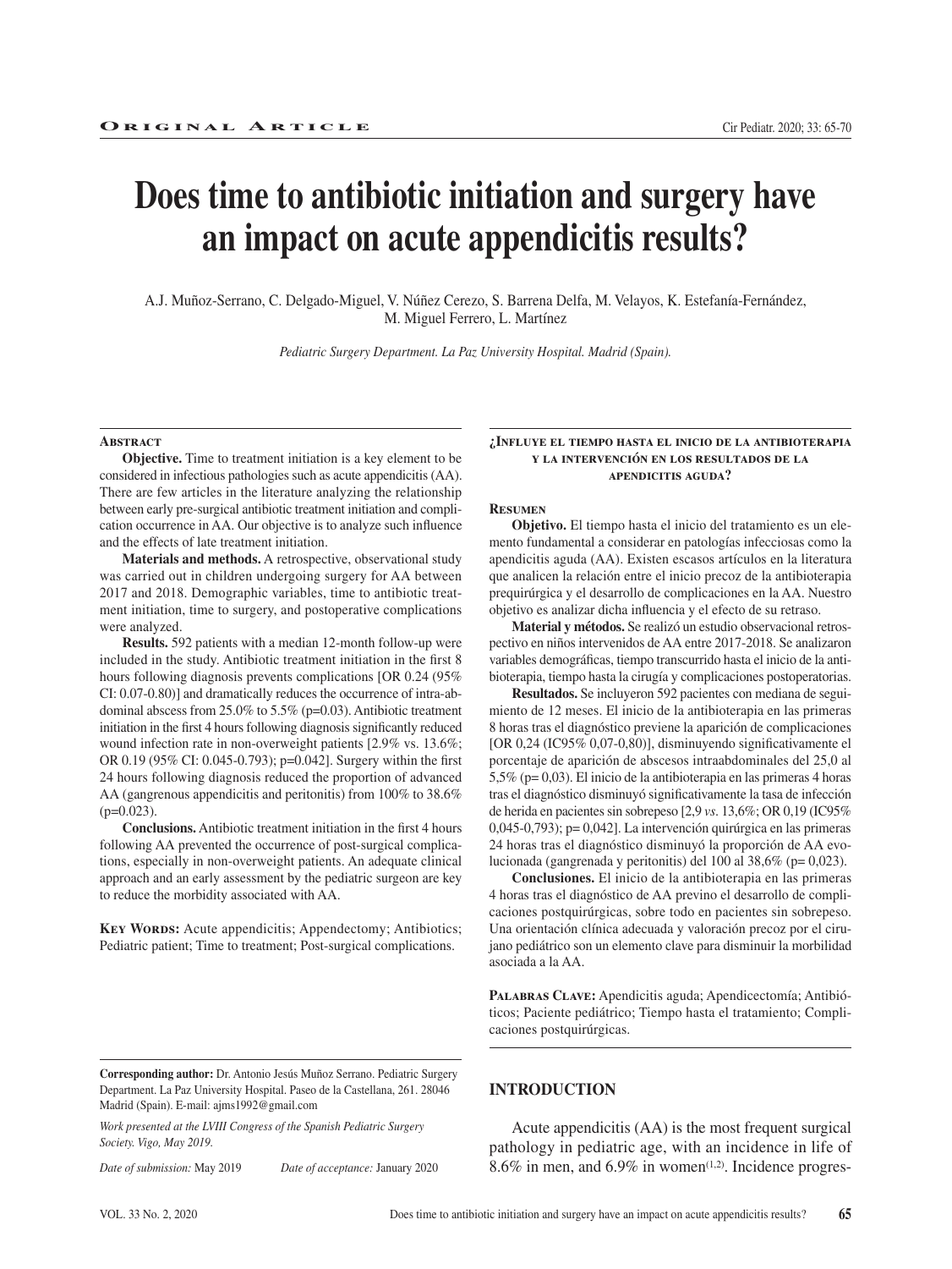ORIGINAL ARTICLE

# Does time to antibiotic initiation and surgery have an impact on acute appendicitis results?

A.J. Muñoz-Serrano, C. Delgado-Miguel, V. Núñez Cerezo, S. Barrena Delfa, M. Velayos, K. Estefanía-Fernández, M. Miguel Ferrero, L. Martínez

*Pediatric Surgery Department. La Paz University Hospital. Madrid (Spain).*

## Abstract

**Objective.** Time to treatment initiation is a key element to be considered in infectious pathologies such as acute appendicitis (AA). There are few articles in the literature analyzing the relationship between early pre-surgical antibiotic treatment initiation and complication occurrence in AA. Our objective is to analyze such influence and the effects of late treatment initiation.

**Materials and methods.** A retrospective, observational study was carried out in children undergoing surgery for AA between 2017 and 2018. Demographic variables, time to antibiotic treatment initiation, time to surgery, and postoperative complications were analyzed.

**Results.** 592 patients with a median 12-month follow-up were included in the study. Antibiotic treatment initiation in the first 8 hours following diagnosis prevents complications [OR 0.24 (95% CI: 0.07-0.80)] and dramatically reduces the occurrence of intra-abdominal abscess from 25.0% to 5.5% (p=0.03). Antibiotic treatment initiation in the first 4 hours following diagnosis significantly reduced wound infection rate in non-overweight patients [2.9% vs. 13.6%; OR 0.19 (95% CI: 0.045-0.793); p=0.042]. Surgery within the first 24 hours following diagnosis reduced the proportion of advanced AA (gangrenous appendicitis and peritonitis) from 100% to 38.6% (p=0.023).

**Conclusions.** Antibiotic treatment initiation in the first 4 hours following AA prevented the occurrence of post-surgical complications, especially in non-overweight patients. An adequate clinical approach and an early assessment by the pediatric surgeon are key to reduce the morbidity associated with AA.

**Key Words:** Acute appendicitis; Appendectomy; Antibiotics; Pediatric patient; Time to treatment; Post-surgical complications.

## ¿Influye el tiempo hasta el inicio de la antibioterapia y la intervención en los resultados de la apendicitis aguda?

## Resumen

**Objetivo.** El tiempo hasta el inicio del tratamiento es un elemento fundamental a considerar en patologías infecciosas como la apendicitis aguda (AA). Existen escasos artículos en la literatura que analicen la relación entre el inicio precoz de la antibioterapia prequirúrgica y el desarrollo de complicaciones en la AA. Nuestro objetivo es analizar dicha influencia y el efecto de su retraso.

**Material y métodos.** Se realizó un estudio observacional retrospectivo en niños intervenidos de AA entre 2017-2018. Se analizaron variables demográficas, tiempo transcurrido hasta el inicio de la antibioterapia, tiempo hasta la cirugía y complicaciones postoperatorias.

**Resultados.** Se incluyeron 592 pacientes con mediana de seguimiento de 12 meses. El inicio de la antibioterapia en las primeras 8 horas tras el diagnóstico previene la aparición de complicaciones [OR 0,24 (IC95% 0,07-0,80)], disminuyendo significativamente el porcentaje de aparición de abscesos intraabdominales del 25,0 al 5,5% (p= 0,03). El inicio de la antibioterapia en las primeras 4 horas tras el diagnóstico disminuyó significativamente la tasa de infección de herida en pacientes sin sobrepeso [2,9 *vs*. 13,6%; OR 0,19 (IC95% 0,045-0,793); p= 0,042]. La intervención quirúrgica en las primeras 24 horas tras el diagnóstico disminuyó la proporción de AA evolucionada (gangrenada y peritonitis) del 100 al 38,6% (p= 0,023).

**Conclusiones.** El inicio de la antibioterapia en las primeras 4 horas tras el diagnóstico de AA previno el desarrollo de complicaciones postquirúrgicas, sobre todo en pacientes sin sobrepeso. Una orientación clínica adecuada y valoración precoz por el cirujano pediátrico son un elemento clave para disminuir la morbilidad asociada a la AA.

**Palabras Clave:** Apendicitis aguda; Apendicectomía; Antibióticos; Paciente pediátrico; Tiempo hasta el tratamiento; Complicaciones postquirúrgicas.

**Corresponding author:** Dr. Antonio Jesús Muñoz Serrano. Pediatric Surgery Department. La Paz University Hospital. Paseo de la Castellana, 261. 28046 Madrid (Spain). E-mail: ajms1992@gmail.com

*Work presented at the LVIII Congress of the Spanish Pediatric Surgery Society. Vigo, May 2019.*

*Date of submission:* May 2019 *Date of acceptance:* January 2020

## INTRODUCTION

Acute appendicitis (AA) is the most frequent surgical pathology in pediatric age, with an incidence in life of 8.6% in men, and 6.9% in women[1,2]. Incidence progres-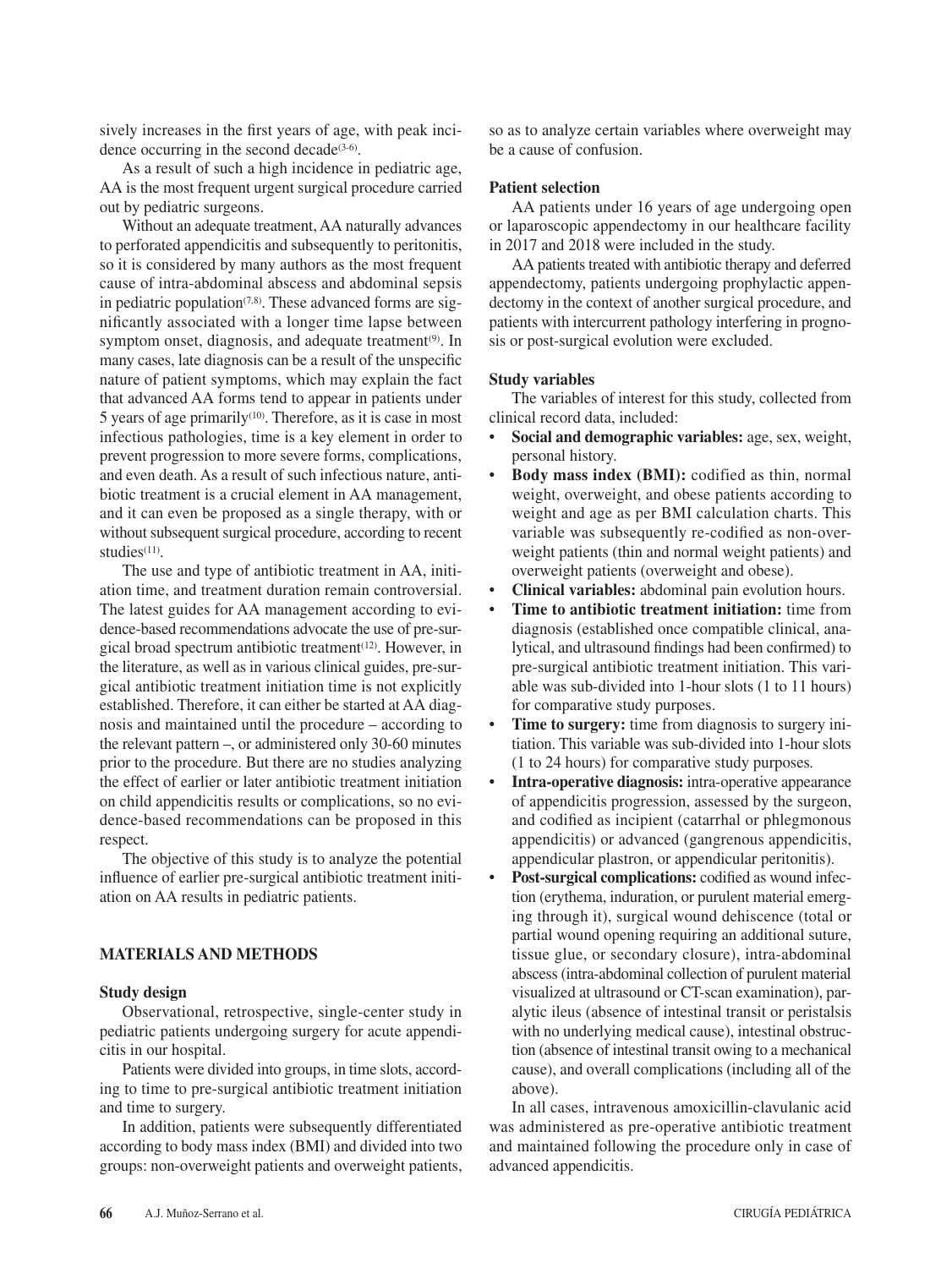sively increases in the first years of age, with peak incidence occurring in the second decade[3-6].

As a result of such a high incidence in pediatric age, AA is the most frequent urgent surgical procedure carried out by pediatric surgeons.

Without an adequate treatment, AA naturally advances to perforated appendicitis and subsequently to peritonitis, so it is considered by many authors as the most frequent cause of intra-abdominal abscess and abdominal sepsis in pediatric population[7,8]. These advanced forms are significantly associated with a longer time lapse between symptom onset, diagnosis, and adequate treatment[9]. In many cases, late diagnosis can be a result of the unspecific nature of patient symptoms, which may explain the fact that advanced AA forms tend to appear in patients under 5 years of age primarily[10]. Therefore, as it is case in most infectious pathologies, time is a key element in order to prevent progression to more severe forms, complications, and even death. As a result of such infectious nature, antibiotic treatment is a crucial element in AA management, and it can even be proposed as a single therapy, with or without subsequent surgical procedure, according to recent studies[11].

The use and type of antibiotic treatment in AA, initiation time, and treatment duration remain controversial. The latest guides for AA management according to evidence-based recommendations advocate the use of pre-surgical broad spectrum antibiotic treatment[12]. However, in the literature, as well as in various clinical guides, pre-surgical antibiotic treatment initiation time is not explicitly established. Therefore, it can either be started at AA diagnosis and maintained until the procedure – according to the relevant pattern –, or administered only 30-60 minutes prior to the procedure. But there are no studies analyzing the effect of earlier or later antibiotic treatment initiation on child appendicitis results or complications, so no evidence-based recommendations can be proposed in this respect.

The objective of this study is to analyze the potential influence of earlier pre-surgical antibiotic treatment initiation on AA results in pediatric patients.

## MATERIALS AND METHODS

### Study design

Observational, retrospective, single-center study in pediatric patients undergoing surgery for acute appendicitis in our hospital.

Patients were divided into groups, in time slots, according to time to pre-surgical antibiotic treatment initiation and time to surgery.

In addition, patients were subsequently differentiated according to body mass index (BMI) and divided into two groups: non-overweight patients and overweight patients, so as to analyze certain variables where overweight may be a cause of confusion.

### Patient selection

AA patients under 16 years of age undergoing open or laparoscopic appendectomy in our healthcare facility in 2017 and 2018 were included in the study.

AA patients treated with antibiotic therapy and deferred appendectomy, patients undergoing prophylactic appendectomy in the context of another surgical procedure, and patients with intercurrent pathology interfering in prognosis or post-surgical evolution were excluded.

### Study variables

The variables of interest for this study, collected from clinical record data, included:

- **Social and demographic variables:** age, sex, weight, personal history.
- **Body mass index (BMI):** codified as thin, normal weight, overweight, and obese patients according to weight and age as per BMI calculation charts. This variable was subsequently re-codified as non-overweight patients (thin and normal weight patients) and overweight patients (overweight and obese).
- **Clinical variables:** abdominal pain evolution hours.
- **Time to antibiotic treatment initiation:** time from diagnosis (established once compatible clinical, analytical, and ultrasound findings had been confirmed) to pre-surgical antibiotic treatment initiation. This variable was sub-divided into 1-hour slots (1 to 11 hours) for comparative study purposes.
- **Time to surgery:** time from diagnosis to surgery initiation. This variable was sub-divided into 1-hour slots (1 to 24 hours) for comparative study purposes.
- **Intra-operative diagnosis:** intra-operative appearance of appendicitis progression, assessed by the surgeon, and codified as incipient (catarrhal or phlegmonous appendicitis) or advanced (gangrenous appendicitis, appendicular plastron, or appendicular peritonitis).
- **Post-surgical complications:** codified as wound infection (erythema, induration, or purulent material emerging through it), surgical wound dehiscence (total or partial wound opening requiring an additional suture, tissue glue, or secondary closure), intra-abdominal abscess (intra-abdominal collection of purulent material visualized at ultrasound or CT-scan examination), paralytic ileus (absence of intestinal transit or peristalsis with no underlying medical cause), intestinal obstruction (absence of intestinal transit owing to a mechanical cause), and overall complications (including all of the above).

In all cases, intravenous amoxicillin-clavulanic acid was administered as pre-operative antibiotic treatment and maintained following the procedure only in case of advanced appendicitis.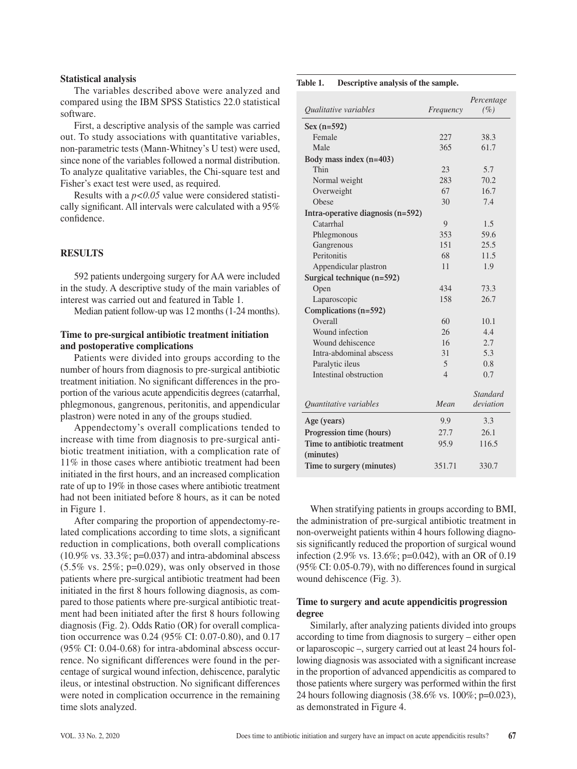### Statistical analysis

The variables described above were analyzed and compared using the IBM SPSS Statistics 22.0 statistical software.

First, a descriptive analysis of the sample was carried out. To study associations with quantitative variables, non-parametric tests (Mann-Whitney's U test) were used, since none of the variables followed a normal distribution. To analyze qualitative variables, the Chi-square test and Fisher's exact test were used, as required.

Results with a $p<0.05$ value were considered statistically significant. All intervals were calculated with a 95% confidence.

## RESULTS

592 patients undergoing surgery for AA were included in the study. A descriptive study of the main variables of interest was carried out and featured in Table 1.

Median patient follow-up was 12 months (1-24 months).

### Time to pre-surgical antibiotic treatment initiation and postoperative complications

Patients were divided into groups according to the number of hours from diagnosis to pre-surgical antibiotic treatment initiation. No significant differences in the proportion of the various acute appendicitis degrees (catarrhal, phlegmonous, gangrenous, peritonitis, and appendicular plastron) were noted in any of the groups studied.

Appendectomy's overall complications tended to increase with time from diagnosis to pre-surgical antibiotic treatment initiation, with a complication rate of 11% in those cases where antibiotic treatment had been initiated in the first hours, and an increased complication rate of up to 19% in those cases where antibiotic treatment had not been initiated before 8 hours, as it can be noted in Figure 1.

After comparing the proportion of appendectomy-related complications according to time slots, a significant reduction in complications, both overall complications (10.9% vs. 33.3%; p=0.037) and intra-abdominal abscess (5.5% vs. 25%; p=0.029), was only observed in those patients where pre-surgical antibiotic treatment had been initiated in the first 8 hours following diagnosis, as compared to those patients where pre-surgical antibiotic treatment had been initiated after the first 8 hours following diagnosis (Fig. 2). Odds Ratio (OR) for overall complication occurrence was 0.24 (95% CI: 0.07-0.80), and 0.17 (95% CI: 0.04-0.68) for intra-abdominal abscess occurrence. No significant differences were found in the percentage of surgical wound infection, dehiscence, paralytic ileus, or intestinal obstruction. No significant differences were noted in complication occurrence in the remaining time slots analyzed.

**Table 1. Descriptive analysis of the sample.**

| *Qualitative variables* | *Frequency* | *Percentage (%)* |
|---|---|---|
| **Sex (n=592)** | | |
| Female | 227 | 38.3 |
| Male | 365 | 61.7 |
| **Body mass index (n=403)** | | |
| Thin | 23 | 5.7 |
| Normal weight | 283 | 70.2 |
| Overweight | 67 | 16.7 |
| Obese | 30 | 7.4 |
| **Intra-operative diagnosis (n=592)** | | |
| Catarrhal | 9 | 1.5 |
| Phlegmonous | 353 | 59.6 |
| Gangrenous | 151 | 25.5 |
| Peritonitis | 68 | 11.5 |
| Appendicular plastron | 11 | 1.9 |
| **Surgical technique (n=592)** | | |
| Open | 434 | 73.3 |
| Laparoscopic | 158 | 26.7 |
| **Complications (n=592)** | | |
| Overall | 60 | 10.1 |
| Wound infection | 26 | 4.4 |
| Wound dehiscence | 16 | 2.7 |
| Intra-abdominal abscess | 31 | 5.3 |
| Paralytic ileus | 5 | 0.8 |
| Intestinal obstruction | 4 | 0.7 |
| *Quantitative variables* | *Mean* | *Standard deviation* |
| **Age (years)** | 9.9 | 3.3 |
| **Progression time (hours)** | 27.7 | 26.1 |
| **Time to antibiotic treatment (minutes)** | 95.9 | 116.5 |
| **Time to surgery (minutes)** | 351.71 | 330.7 |

When stratifying patients in groups according to BMI, the administration of pre-surgical antibiotic treatment in non-overweight patients within 4 hours following diagnosis significantly reduced the proportion of surgical wound infection (2.9% vs. 13.6%; p=0.042), with an OR of 0.19 (95% CI: 0.05-0.79), with no differences found in surgical wound dehiscence (Fig. 3).

### Time to surgery and acute appendicitis progression degree

Similarly, after analyzing patients divided into groups according to time from diagnosis to surgery – either open or laparoscopic –, surgery carried out at least 24 hours following diagnosis was associated with a significant increase in the proportion of advanced appendicitis as compared to those patients where surgery was performed within the first 24 hours following diagnosis (38.6% vs. 100%; p=0.023), as demonstrated in Figure 4.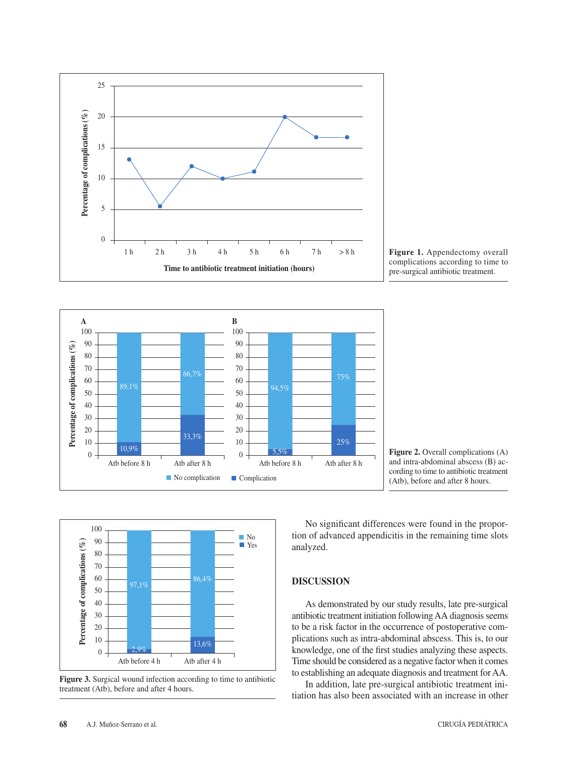**Figure 1.** Appendectomy overall complications according to time to pre-surgical antibiotic treatment.

**Figure 2.** Overall complications (A) and intra-abdominal abscess (B) according to time to antibiotic treatment (Atb), before and after 8 hours.

**Figure 3.** Surgical wound infection according to time to antibiotic treatment (Atb), before and after 4 hours.

No significant differences were found in the proportion of advanced appendicitis in the remaining time slots analyzed.

## DISCUSSION

As demonstrated by our study results, late pre-surgical antibiotic treatment initiation following AA diagnosis seems to be a risk factor in the occurrence of postoperative complications such as intra-abdominal abscess. This is, to our knowledge, one of the first studies analyzing these aspects. Time should be considered as a negative factor when it comes to establishing an adequate diagnosis and treatment for AA.

In addition, late pre-surgical antibiotic treatment initiation has also been associated with an increase in other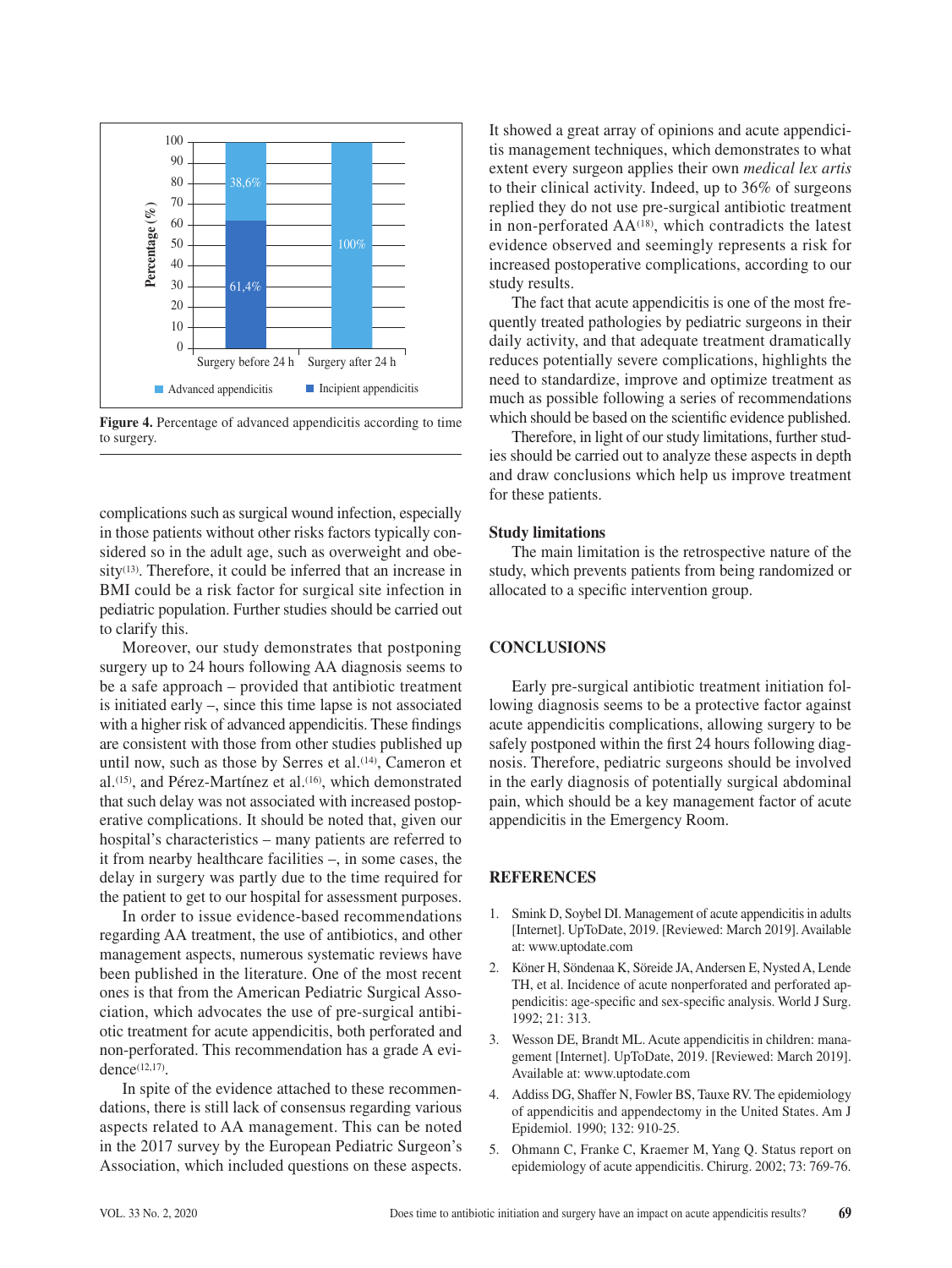**Figure 4.** Percentage of advanced appendicitis according to time to surgery.

complications such as surgical wound infection, especially in those patients without other risks factors typically considered so in the adult age, such as overweight and obesity[13]. Therefore, it could be inferred that an increase in BMI could be a risk factor for surgical site infection in pediatric population. Further studies should be carried out to clarify this.

Moreover, our study demonstrates that postponing surgery up to 24 hours following AA diagnosis seems to be a safe approach – provided that antibiotic treatment is initiated early –, since this time lapse is not associated with a higher risk of advanced appendicitis. These findings are consistent with those from other studies published up until now, such as those by Serres et al.[14], Cameron et al.[15], and Pérez-Martínez et al.[16], which demonstrated that such delay was not associated with increased postoperative complications. It should be noted that, given our hospital's characteristics – many patients are referred to it from nearby healthcare facilities –, in some cases, the delay in surgery was partly due to the time required for the patient to get to our hospital for assessment purposes.

In order to issue evidence-based recommendations regarding AA treatment, the use of antibiotics, and other management aspects, numerous systematic reviews have been published in the literature. One of the most recent ones is that from the American Pediatric Surgical Association, which advocates the use of pre-surgical antibiotic treatment for acute appendicitis, both perforated and non-perforated. This recommendation has a grade A evidence[12,17].

In spite of the evidence attached to these recommendations, there is still lack of consensus regarding various aspects related to AA management. This can be noted in the 2017 survey by the European Pediatric Surgeon's Association, which included questions on these aspects. It showed a great array of opinions and acute appendicitis management techniques, which demonstrates to what extent every surgeon applies their own *medical lex artis* to their clinical activity. Indeed, up to 36% of surgeons replied they do not use pre-surgical antibiotic treatment in non-perforated AA[18], which contradicts the latest evidence observed and seemingly represents a risk for increased postoperative complications, according to our study results.

The fact that acute appendicitis is one of the most frequently treated pathologies by pediatric surgeons in their daily activity, and that adequate treatment dramatically reduces potentially severe complications, highlights the need to standardize, improve and optimize treatment as much as possible following a series of recommendations which should be based on the scientific evidence published.

Therefore, in light of our study limitations, further studies should be carried out to analyze these aspects in depth and draw conclusions which help us improve treatment for these patients.

### Study limitations

The main limitation is the retrospective nature of the study, which prevents patients from being randomized or allocated to a specific intervention group.

## CONCLUSIONS

Early pre-surgical antibiotic treatment initiation following diagnosis seems to be a protective factor against acute appendicitis complications, allowing surgery to be safely postponed within the first 24 hours following diagnosis. Therefore, pediatric surgeons should be involved in the early diagnosis of potentially surgical abdominal pain, which should be a key management factor of acute appendicitis in the Emergency Room.

## REFERENCES

1. Smink D, Soybel DI. Management of acute appendicitis in adults [Internet]. UpToDate, 2019. [Reviewed: March 2019]. Available at: www.uptodate.com
2. Köner H, Söndenaa K, Söreide JA, Andersen E, Nysted A, Lende TH, et al. Incidence of acute nonperforated and perforated appendicitis: age-specific and sex-specific analysis. World J Surg. 1992; 21: 313.
3. Wesson DE, Brandt ML. Acute appendicitis in children: management [Internet]. UpToDate, 2019. [Reviewed: March 2019]. Available at: www.uptodate.com
4. Addiss DG, Shaffer N, Fowler BS, Tauxe RV. The epidemiology of appendicitis and appendectomy in the United States. Am J Epidemiol. 1990; 132: 910-25.
5. Ohmann C, Franke C, Kraemer M, Yang Q. Status report on epidemiology of acute appendicitis. Chirurg. 2002; 73: 769-76.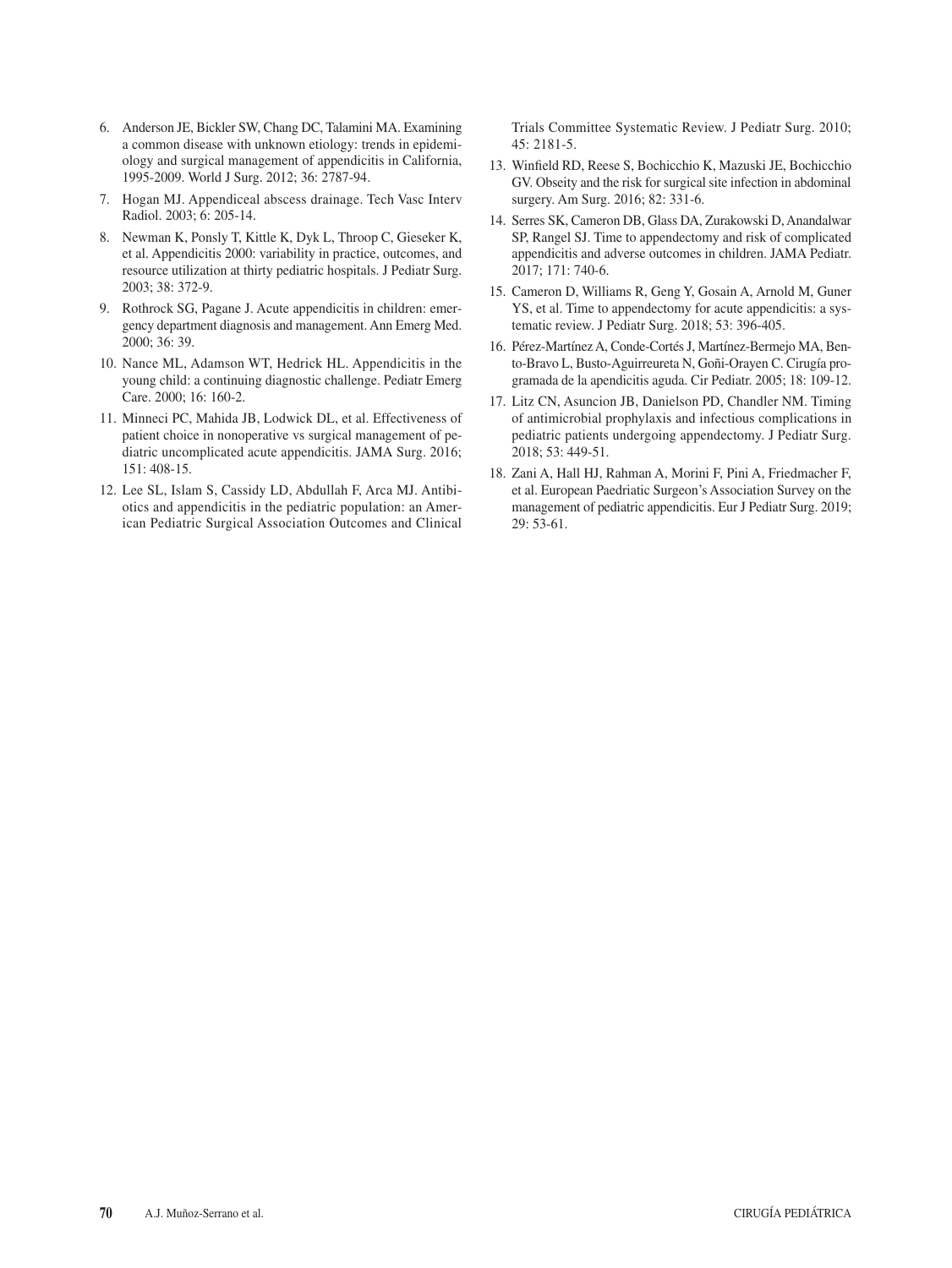6. Anderson JE, Bickler SW, Chang DC, Talamini MA. Examining a common disease with unknown etiology: trends in epidemiology and surgical management of appendicitis in California, 1995-2009. World J Surg. 2012; 36: 2787-94.
7. Hogan MJ. Appendiceal abscess drainage. Tech Vasc Interv Radiol. 2003; 6: 205-14.
8. Newman K, Ponsly T, Kittle K, Dyk L, Throop C, Gieseker K, et al. Appendicitis 2000: variability in practice, outcomes, and resource utilization at thirty pediatric hospitals. J Pediatr Surg. 2003; 38: 372-9.
9. Rothrock SG, Pagane J. Acute appendicitis in children: emergency department diagnosis and management. Ann Emerg Med. 2000; 36: 39.
10. Nance ML, Adamson WT, Hedrick HL. Appendicitis in the young child: a continuing diagnostic challenge. Pediatr Emerg Care. 2000; 16: 160-2.
11. Minneci PC, Mahida JB, Lodwick DL, et al. Effectiveness of patient choice in nonoperative vs surgical management of pediatric uncomplicated acute appendicitis. JAMA Surg. 2016; 151: 408-15.
12. Lee SL, Islam S, Cassidy LD, Abdullah F, Arca MJ. Antibiotics and appendicitis in the pediatric population: an American Pediatric Surgical Association Outcomes and Clinical Trials Committee Systematic Review. J Pediatr Surg. 2010; 45: 2181-5.
13. Winfield RD, Reese S, Bochicchio K, Mazuski JE, Bochicchio GV. Obseity and the risk for surgical site infection in abdominal surgery. Am Surg. 2016; 82: 331-6.
14. Serres SK, Cameron DB, Glass DA, Zurakowski D, Anandalwar SP, Rangel SJ. Time to appendectomy and risk of complicated appendicitis and adverse outcomes in children. JAMA Pediatr. 2017; 171: 740-6.
15. Cameron D, Williams R, Geng Y, Gosain A, Arnold M, Guner YS, et al. Time to appendectomy for acute appendicitis: a systematic review. J Pediatr Surg. 2018; 53: 396-405.
16. Pérez-Martínez A, Conde-Cortés J, Martínez-Bermejo MA, Bento-Bravo L, Busto-Aguirreureta N, Goñi-Orayen C. Cirugía programada de la apendicitis aguda. Cir Pediatr. 2005; 18: 109-12.
17. Litz CN, Asuncion JB, Danielson PD, Chandler NM. Timing of antimicrobial prophylaxis and infectious complications in pediatric patients undergoing appendectomy. J Pediatr Surg. 2018; 53: 449-51.
18. Zani A, Hall HJ, Rahman A, Morini F, Pini A, Friedmacher F, et al. European Paedriatic Surgeon's Association Survey on the management of pediatric appendicitis. Eur J Pediatr Surg. 2019; 29: 53-61.